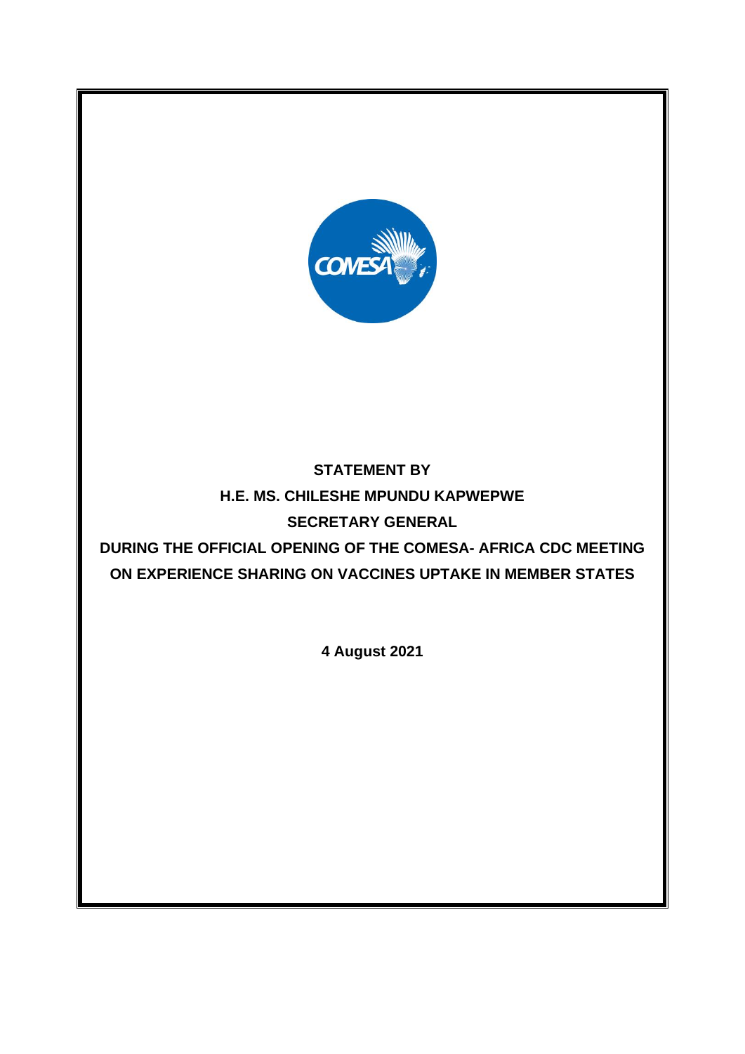**STATEMENT BY**

**H.E. MS. CHILESHE MPUNDU KAPWEPWE**

**SECRETARY GENERAL**

**DURING THE OFFICIAL OPENING OF THE COMESA- AFRICA CDC MEETING ON EXPERIENCE SHARING ON VACCINES UPTAKE IN MEMBER STATES**

**4 August 2021**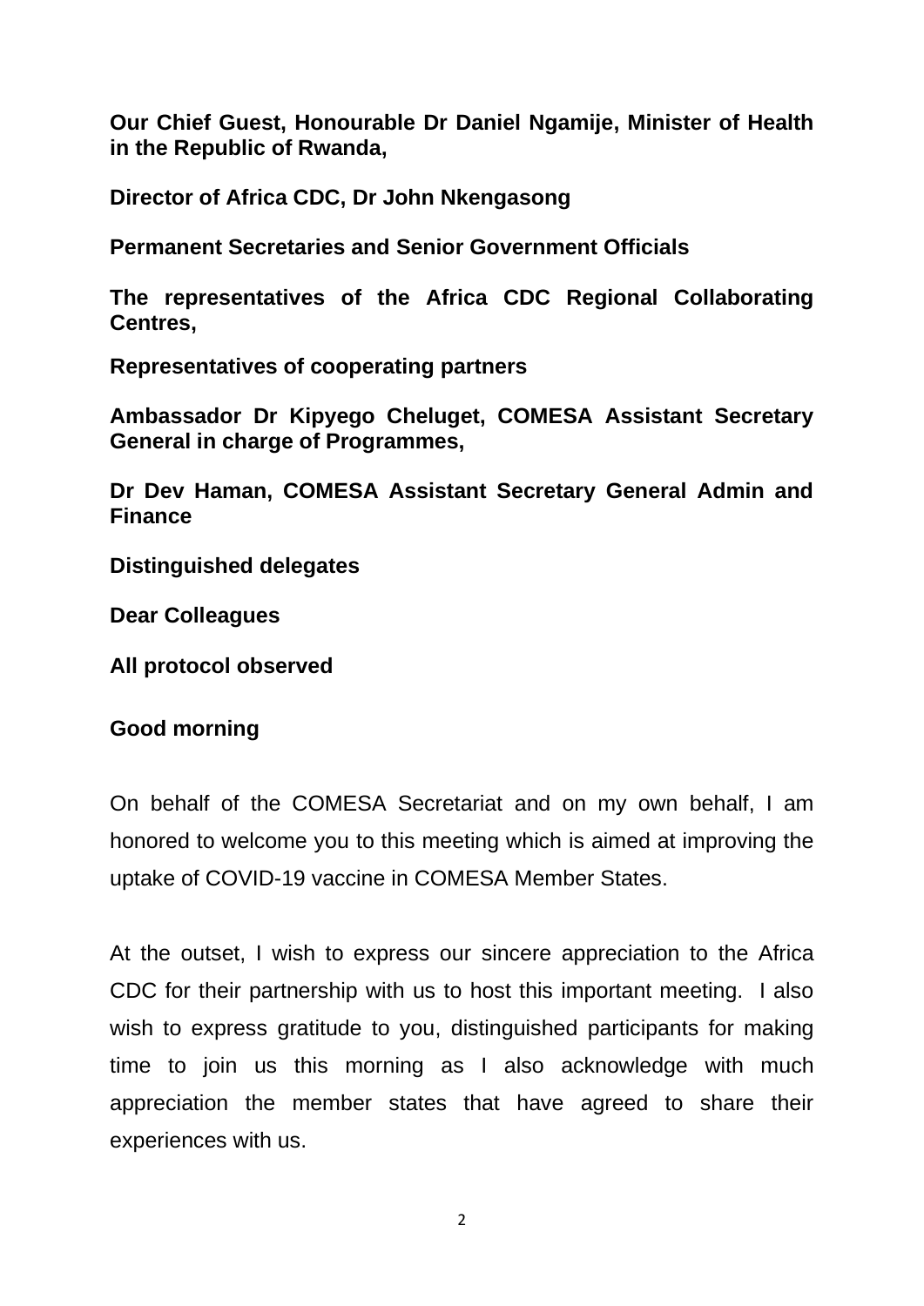**Our Chief Guest, Honourable Dr Daniel Ngamije, Minister of Health in the Republic of Rwanda,**

**Director of Africa CDC, Dr John Nkengasong**

**Permanent Secretaries and Senior Government Officials**

**The representatives of the Africa CDC Regional Collaborating Centres,**

**Representatives of cooperating partners**

**Ambassador Dr Kipyego Cheluget, COMESA Assistant Secretary General in charge of Programmes,**

**Dr Dev Haman, COMESA Assistant Secretary General Admin and Finance**

**Distinguished delegates**

**Dear Colleagues**

**All protocol observed**

**Good morning**

On behalf of the COMESA Secretariat and on my own behalf, I am honored to welcome you to this meeting which is aimed at improving the uptake of COVID-19 vaccine in COMESA Member States.

At the outset, I wish to express our sincere appreciation to the Africa CDC for their partnership with us to host this important meeting. I also wish to express gratitude to you, distinguished participants for making time to join us this morning as I also acknowledge with much appreciation the member states that have agreed to share their experiences with us.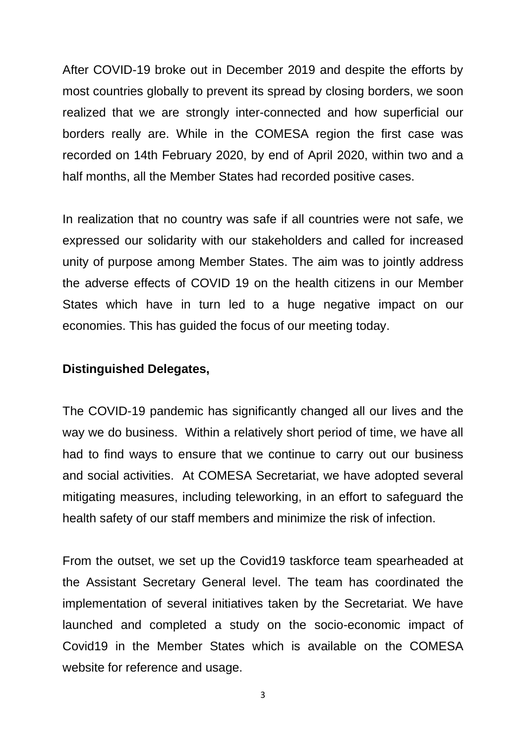After COVID-19 broke out in December 2019 and despite the efforts by most countries globally to prevent its spread by closing borders, we soon realized that we are strongly inter-connected and how superficial our borders really are. While in the COMESA region the first case was recorded on 14th February 2020, by end of April 2020, within two and a half months, all the Member States had recorded positive cases.

In realization that no country was safe if all countries were not safe, we expressed our solidarity with our stakeholders and called for increased unity of purpose among Member States. The aim was to jointly address the adverse effects of COVID 19 on the health citizens in our Member States which have in turn led to a huge negative impact on our economies. This has guided the focus of our meeting today.

**Distinguished Delegates,**

The COVID-19 pandemic has significantly changed all our lives and the way we do business. Within a relatively short period of time, we have all had to find ways to ensure that we continue to carry out our business and social activities. At COMESA Secretariat, we have adopted several mitigating measures, including teleworking, in an effort to safeguard the health safety of our staff members and minimize the risk of infection.

From the outset, we set up the Covid19 taskforce team spearheaded at the Assistant Secretary General level. The team has coordinated the implementation of several initiatives taken by the Secretariat. We have launched and completed a study on the socio-economic impact of Covid19 in the Member States which is available on the COMESA website for reference and usage.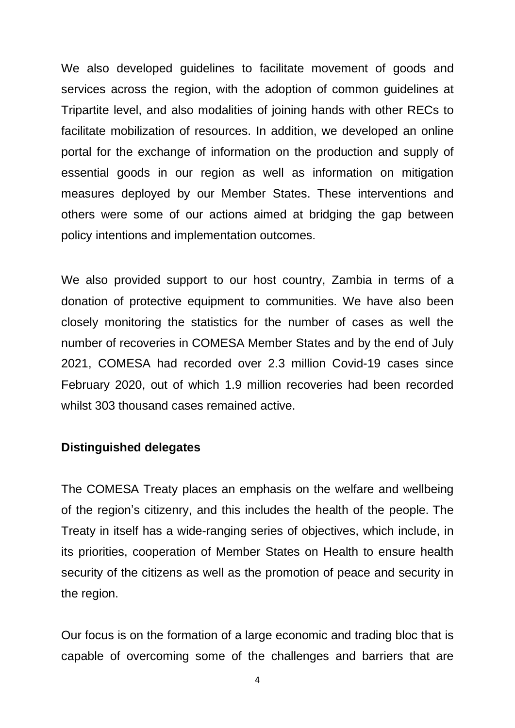We also developed guidelines to facilitate movement of goods and services across the region, with the adoption of common guidelines at Tripartite level, and also modalities of joining hands with other RECs to facilitate mobilization of resources. In addition, we developed an online portal for the exchange of information on the production and supply of essential goods in our region as well as information on mitigation measures deployed by our Member States. These interventions and others were some of our actions aimed at bridging the gap between policy intentions and implementation outcomes.

We also provided support to our host country, Zambia in terms of a donation of protective equipment to communities. We have also been closely monitoring the statistics for the number of cases as well the number of recoveries in COMESA Member States and by the end of July 2021, COMESA had recorded over 2.3 million Covid-19 cases since February 2020, out of which 1.9 million recoveries had been recorded whilst 303 thousand cases remained active.

**Distinguished delegates**

The COMESA Treaty places an emphasis on the welfare and wellbeing of the region's citizenry, and this includes the health of the people. The Treaty in itself has a wide-ranging series of objectives, which include, in its priorities, cooperation of Member States on Health to ensure health security of the citizens as well as the promotion of peace and security in the region.

Our focus is on the formation of a large economic and trading bloc that is capable of overcoming some of the challenges and barriers that are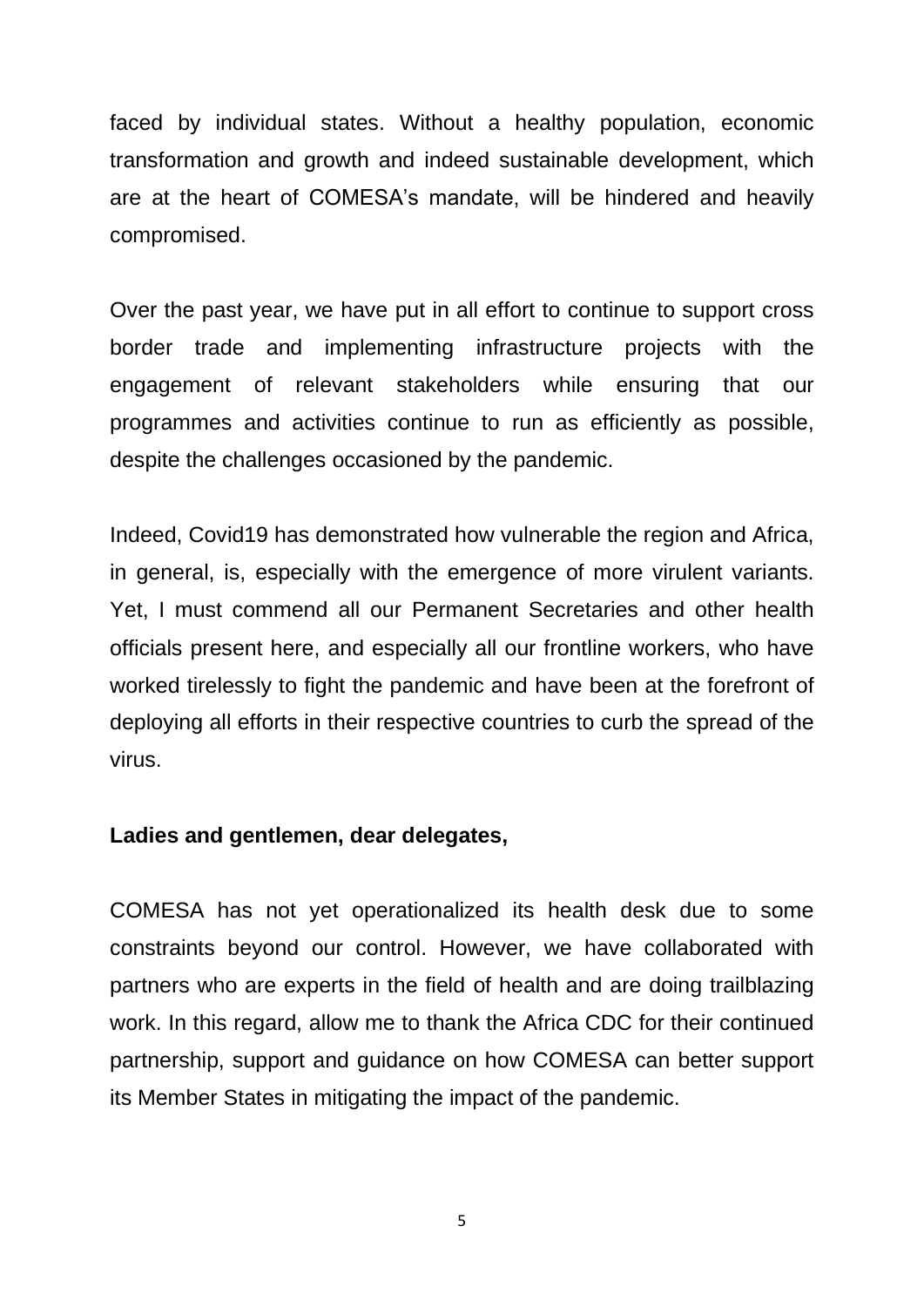faced by individual states. Without a healthy population, economic transformation and growth and indeed sustainable development, which are at the heart of COMESA's mandate, will be hindered and heavily compromised.

Over the past year, we have put in all effort to continue to support cross border trade and implementing infrastructure projects with the engagement of relevant stakeholders while ensuring that our programmes and activities continue to run as efficiently as possible, despite the challenges occasioned by the pandemic.

Indeed, Covid19 has demonstrated how vulnerable the region and Africa, in general, is, especially with the emergence of more virulent variants. Yet, I must commend all our Permanent Secretaries and other health officials present here, and especially all our frontline workers, who have worked tirelessly to fight the pandemic and have been at the forefront of deploying all efforts in their respective countries to curb the spread of the virus.

**Ladies and gentlemen, dear delegates,**

COMESA has not yet operationalized its health desk due to some constraints beyond our control. However, we have collaborated with partners who are experts in the field of health and are doing trailblazing work. In this regard, allow me to thank the Africa CDC for their continued partnership, support and guidance on how COMESA can better support its Member States in mitigating the impact of the pandemic.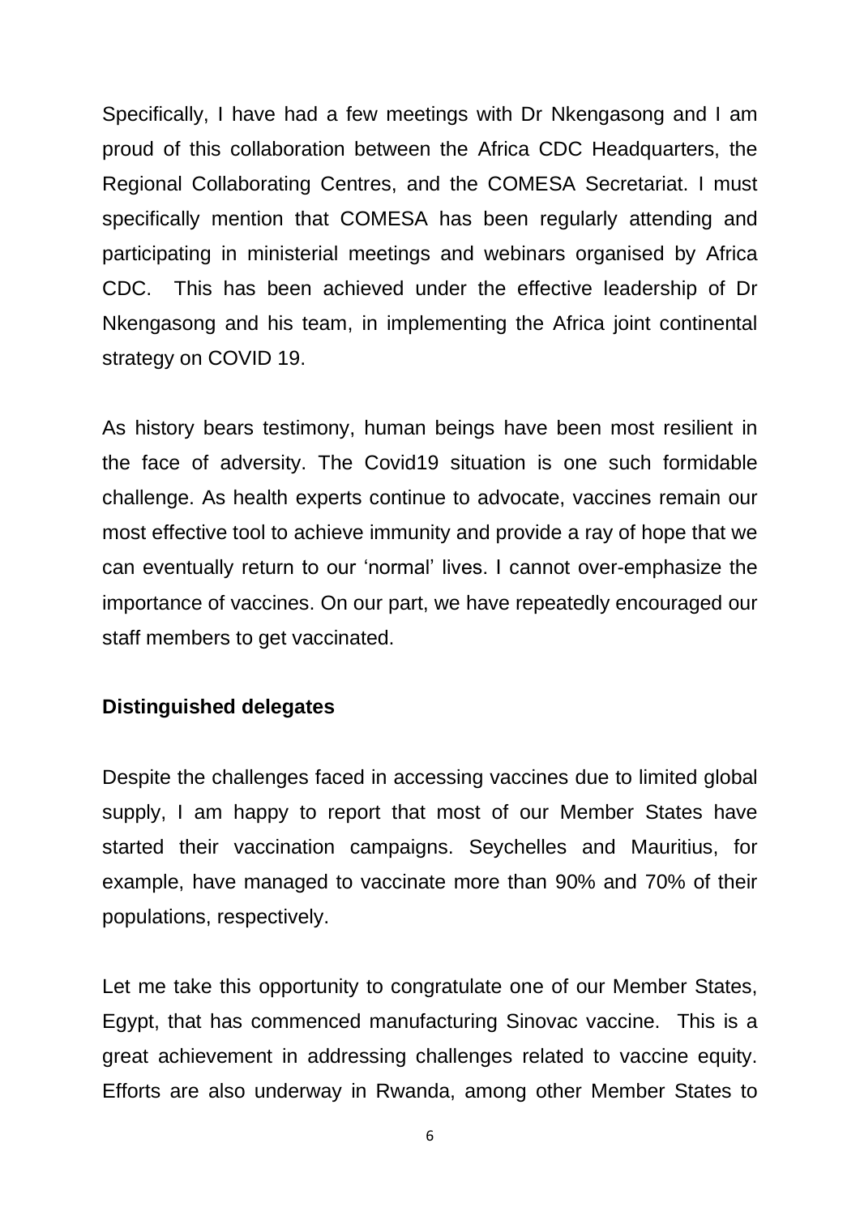Specifically, I have had a few meetings with Dr Nkengasong and I am proud of this collaboration between the Africa CDC Headquarters, the Regional Collaborating Centres, and the COMESA Secretariat. I must specifically mention that COMESA has been regularly attending and participating in ministerial meetings and webinars organised by Africa CDC. This has been achieved under the effective leadership of Dr Nkengasong and his team, in implementing the Africa joint continental strategy on COVID 19.

As history bears testimony, human beings have been most resilient in the face of adversity. The Covid19 situation is one such formidable challenge. As health experts continue to advocate, vaccines remain our most effective tool to achieve immunity and provide a ray of hope that we can eventually return to our 'normal' lives. I cannot over-emphasize the importance of vaccines. On our part, we have repeatedly encouraged our staff members to get vaccinated.

**Distinguished delegates**

Despite the challenges faced in accessing vaccines due to limited global supply, I am happy to report that most of our Member States have started their vaccination campaigns. Seychelles and Mauritius, for example, have managed to vaccinate more than 90% and 70% of their populations, respectively.

Let me take this opportunity to congratulate one of our Member States, Egypt, that has commenced manufacturing Sinovac vaccine. This is a great achievement in addressing challenges related to vaccine equity. Efforts are also underway in Rwanda, among other Member States to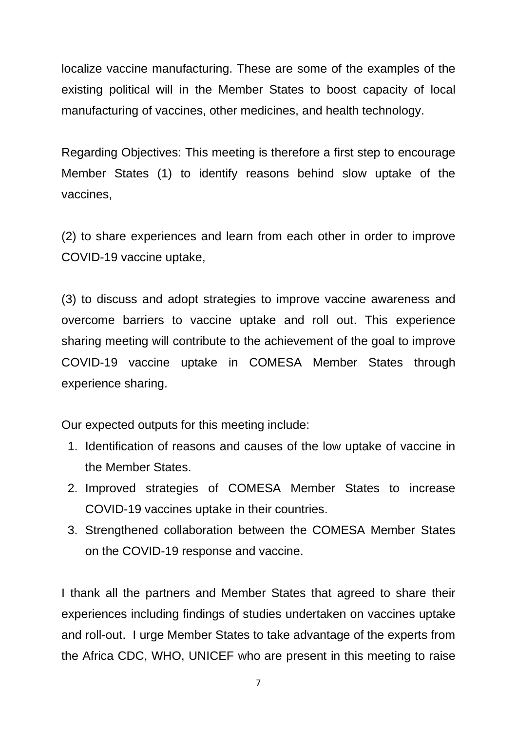localize vaccine manufacturing. These are some of the examples of the existing political will in the Member States to boost capacity of local manufacturing of vaccines, other medicines, and health technology.

Regarding Objectives: This meeting is therefore a first step to encourage Member States (1) to identify reasons behind slow uptake of the vaccines,

(2) to share experiences and learn from each other in order to improve COVID-19 vaccine uptake,

(3) to discuss and adopt strategies to improve vaccine awareness and overcome barriers to vaccine uptake and roll out. This experience sharing meeting will contribute to the achievement of the goal to improve COVID-19 vaccine uptake in COMESA Member States through experience sharing.

Our expected outputs for this meeting include:

1. Identification of reasons and causes of the low uptake of vaccine in the Member States.
2. Improved strategies of COMESA Member States to increase COVID-19 vaccines uptake in their countries.
3. Strengthened collaboration between the COMESA Member States on the COVID-19 response and vaccine.

I thank all the partners and Member States that agreed to share their experiences including findings of studies undertaken on vaccines uptake and roll-out. I urge Member States to take advantage of the experts from the Africa CDC, WHO, UNICEF who are present in this meeting to raise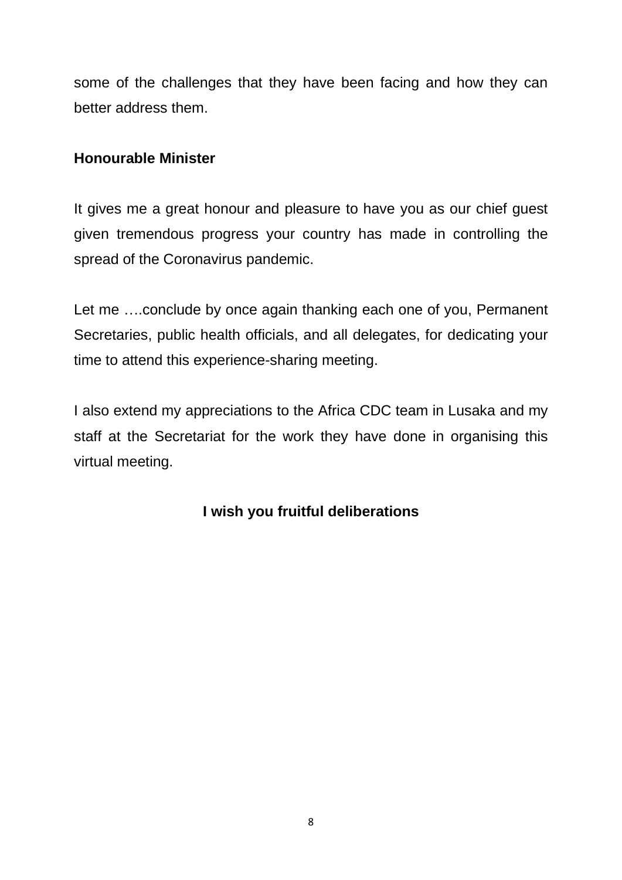some of the challenges that they have been facing and how they can better address them.

**Honourable Minister**

It gives me a great honour and pleasure to have you as our chief guest given tremendous progress your country has made in controlling the spread of the Coronavirus pandemic.

Let me ….conclude by once again thanking each one of you, Permanent Secretaries, public health officials, and all delegates, for dedicating your time to attend this experience-sharing meeting.

I also extend my appreciations to the Africa CDC team in Lusaka and my staff at the Secretariat for the work they have done in organising this virtual meeting.

**I wish you fruitful deliberations**